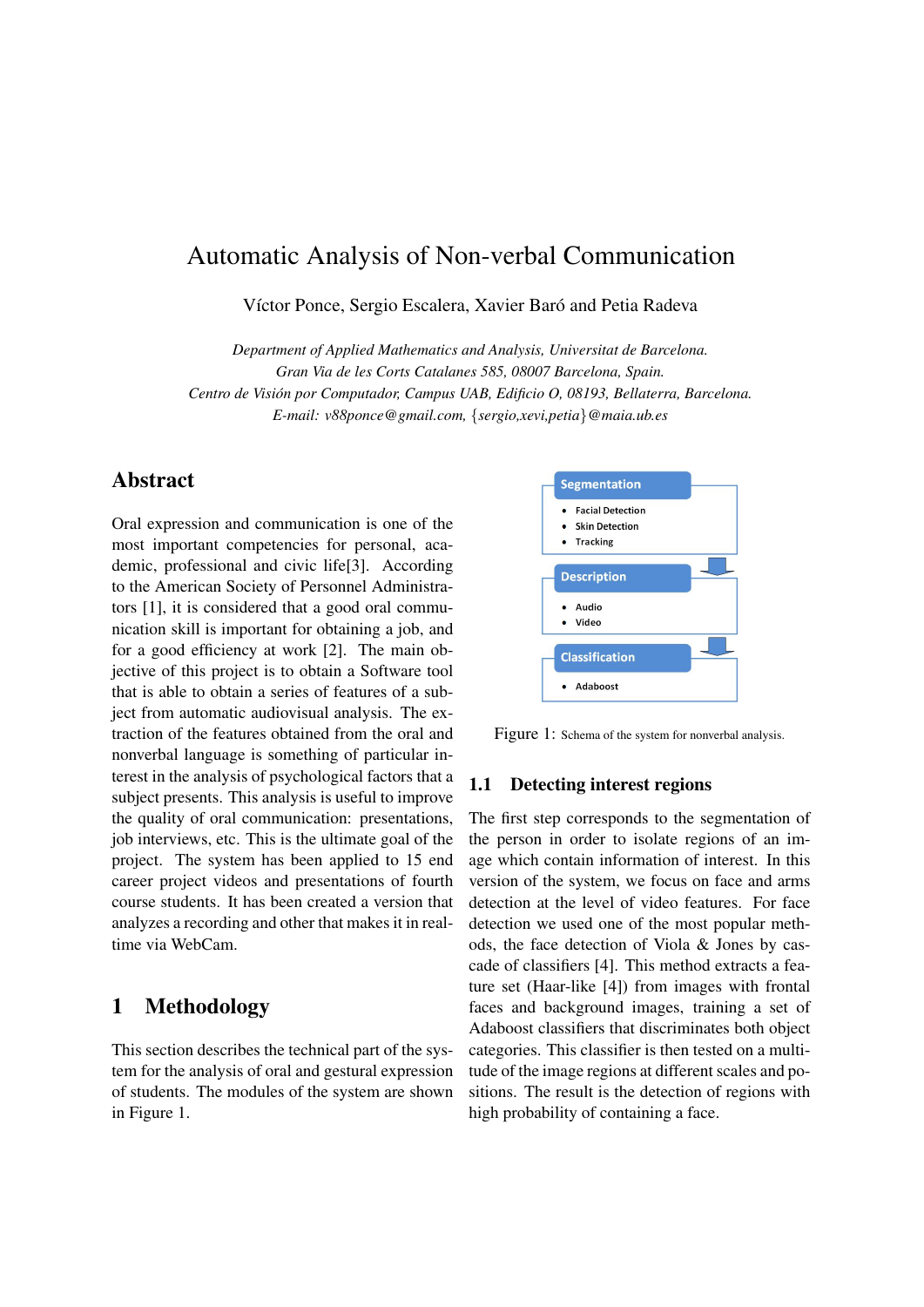# Automatic Analysis of Non-verbal Communication

Víctor Ponce, Sergio Escalera, Xavier Baró and Petia Radeva

*Department of Applied Mathematics and Analysis, Universitat de Barcelona.*
*Gran Via de les Corts Catalanes 585, 08007 Barcelona, Spain.*
*Centro de Visión por Computador, Campus UAB, Edificio O, 08193, Bellaterra, Barcelona.*
*E-mail: v88ponce@gmail.com, {sergio,xevi,petia}@maia.ub.es*

## Abstract

Oral expression and communication is one of the most important competencies for personal, academic, professional and civic life[3]. According to the American Society of Personnel Administrators [1], it is considered that a good oral communication skill is important for obtaining a job, and for a good efficiency at work [2]. The main objective of this project is to obtain a Software tool that is able to obtain a series of features of a subject from automatic audiovisual analysis. The extraction of the features obtained from the oral and nonverbal language is something of particular interest in the analysis of psychological factors that a subject presents. This analysis is useful to improve the quality of oral communication: presentations, job interviews, etc. This is the ultimate goal of the project. The system has been applied to 15 end career project videos and presentations of fourth course students. It has been created a version that analyzes a recording and other that makes it in real-time via WebCam.

## 1 Methodology

This section describes the technical part of the system for the analysis of oral and gestural expression of students. The modules of the system are shown in Figure 1.

**Segmentation**
- Facial Detection
- Skin Detection
- Tracking

**Description**
- Audio
- Video

**Classification**
- Adaboost

Figure 1: Schema of the system for nonverbal analysis.

### 1.1 Detecting interest regions

The first step corresponds to the segmentation of the person in order to isolate regions of an image which contain information of interest. In this version of the system, we focus on face and arms detection at the level of video features. For face detection we used one of the most popular methods, the face detection of Viola & Jones by cascade of classifiers [4]. This method extracts a feature set (Haar-like [4]) from images with frontal faces and background images, training a set of Adaboost classifiers that discriminates both object categories. This classifier is then tested on a multitude of the image regions at different scales and positions. The result is the detection of regions with high probability of containing a face.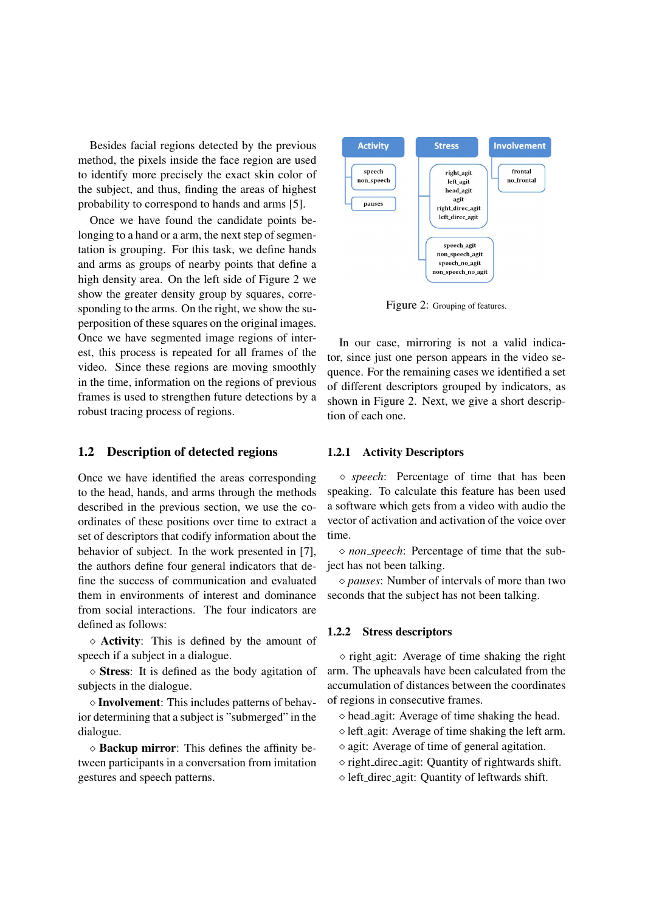Besides facial regions detected by the previous method, the pixels inside the face region are used to identify more precisely the exact skin color of the subject, and thus, finding the areas of highest probability to correspond to hands and arms [5].

Once we have found the candidate points belonging to a hand or a arm, the next step of segmentation is grouping. For this task, we define hands and arms as groups of nearby points that define a high density area. On the left side of Figure 2 we show the greater density group by squares, corresponding to the arms. On the right, we show the superposition of these squares on the original images. Once we have segmented image regions of interest, this process is repeated for all frames of the video. Since these regions are moving smoothly in the time, information on the regions of previous frames is used to strengthen future detections by a robust tracing process of regions.

### 1.2 Description of detected regions

Once we have identified the areas corresponding to the head, hands, and arms through the methods described in the previous section, we use the coordinates of these positions over time to extract a set of descriptors that codify information about the behavior of subject. In the work presented in [7], the authors define four general indicators that define the success of communication and evaluated them in environments of interest and dominance from social interactions. The four indicators are defined as follows:

⋄ **Activity**: This is defined by the amount of speech if a subject in a dialogue.

⋄ **Stress**: It is defined as the body agitation of subjects in the dialogue.

⋄ **Involvement**: This includes patterns of behavior determining that a subject is "submerged" in the dialogue.

⋄ **Backup mirror**: This defines the affinity between participants in a conversation from imitation gestures and speech patterns.

Figure 2: Grouping of features.

In our case, mirroring is not a valid indicator, since just one person appears in the video sequence. For the remaining cases we identified a set of different descriptors grouped by indicators, as shown in Figure 2. Next, we give a short description of each one.

#### 1.2.1 Activity Descriptors

⋄ *speech*: Percentage of time that has been speaking. To calculate this feature has been used a software which gets from a video with audio the vector of activation and activation of the voice over time.

⋄ *non_speech*: Percentage of time that the subject has not been talking.

⋄ *pauses*: Number of intervals of more than two seconds that the subject has not been talking.

#### 1.2.2 Stress descriptors

⋄ right_agit: Average of time shaking the right arm. The upheavals have been calculated from the accumulation of distances between the coordinates of regions in consecutive frames.

⋄ head_agit: Average of time shaking the head.

⋄ left_agit: Average of time shaking the left arm.

⋄ agit: Average of time of general agitation.

⋄ right_direc_agit: Quantity of rightwards shift.

⋄ left_direc_agit: Quantity of leftwards shift.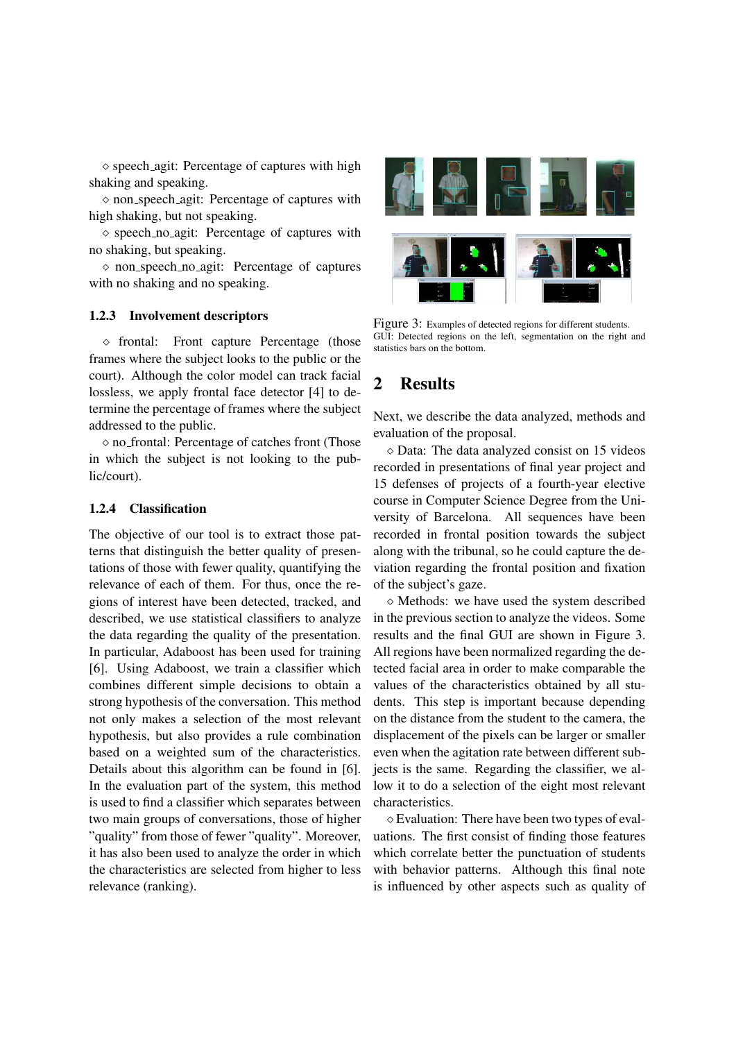◇ speech_agit: Percentage of captures with high shaking and speaking.

◇ non_speech_agit: Percentage of captures with high shaking, but not speaking.

◇ speech_no_agit: Percentage of captures with no shaking, but speaking.

◇ non_speech_no_agit: Percentage of captures with no shaking and no speaking.

### 1.2.3 Involvement descriptors

◇ frontal: Front capture Percentage (those frames where the subject looks to the public or the court). Although the color model can track facial lossless, we apply frontal face detector [4] to determine the percentage of frames where the subject addressed to the public.

◇ no_frontal: Percentage of catches front (Those in which the subject is not looking to the public/court).

### 1.2.4 Classification

The objective of our tool is to extract those patterns that distinguish the better quality of presentations of those with fewer quality, quantifying the relevance of each of them. For thus, once the regions of interest have been detected, tracked, and described, we use statistical classifiers to analyze the data regarding the quality of the presentation. In particular, Adaboost has been used for training [6]. Using Adaboost, we train a classifier which combines different simple decisions to obtain a strong hypothesis of the conversation. This method not only makes a selection of the most relevant hypothesis, but also provides a rule combination based on a weighted sum of the characteristics. Details about this algorithm can be found in [6]. In the evaluation part of the system, this method is used to find a classifier which separates between two main groups of conversations, those of higher "quality" from those of fewer "quality". Moreover, it has also been used to analyze the order in which the characteristics are selected from higher to less relevance (ranking).

Figure 3: Examples of detected regions for different students. GUI: Detected regions on the left, segmentation on the right and statistics bars on the bottom.

## 2 Results

Next, we describe the data analyzed, methods and evaluation of the proposal.

◇ Data: The data analyzed consist on 15 videos recorded in presentations of final year project and 15 defenses of projects of a fourth-year elective course in Computer Science Degree from the University of Barcelona. All sequences have been recorded in frontal position towards the subject along with the tribunal, so he could capture the deviation regarding the frontal position and fixation of the subject's gaze.

◇ Methods: we have used the system described in the previous section to analyze the videos. Some results and the final GUI are shown in Figure 3. All regions have been normalized regarding the detected facial area in order to make comparable the values of the characteristics obtained by all students. This step is important because depending on the distance from the student to the camera, the displacement of the pixels can be larger or smaller even when the agitation rate between different subjects is the same. Regarding the classifier, we allow it to do a selection of the eight most relevant characteristics.

◇ Evaluation: There have been two types of evaluations. The first consist of finding those features which correlate better the punctuation of students with behavior patterns. Although this final note is influenced by other aspects such as quality of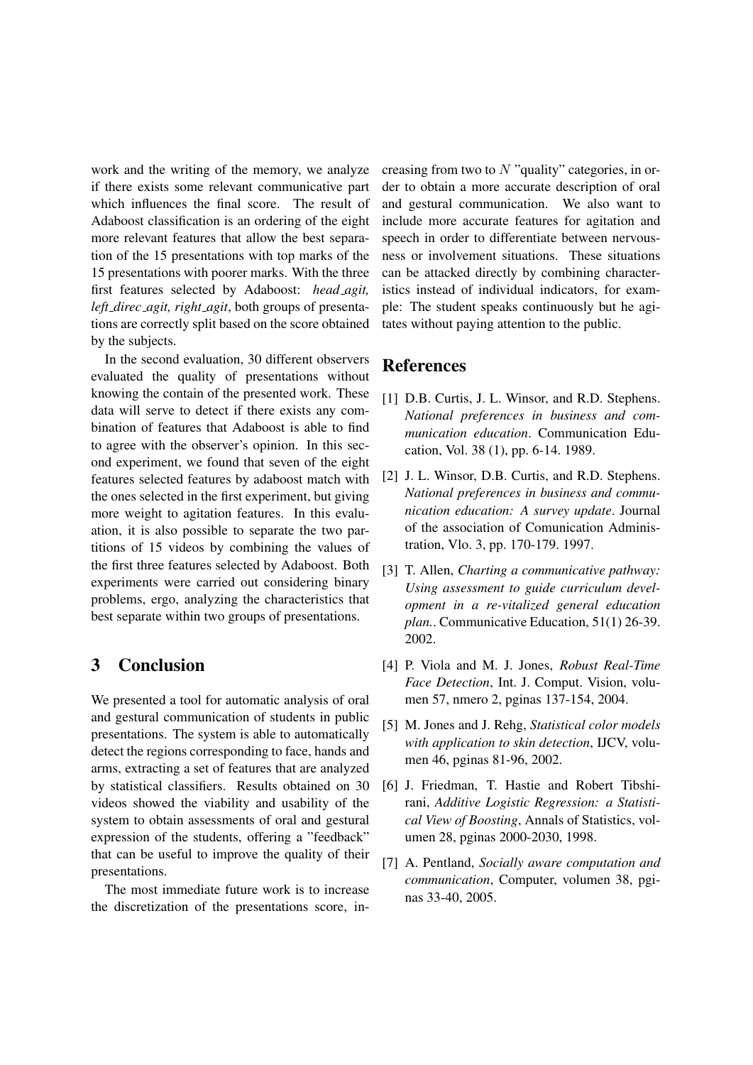work and the writing of the memory, we analyze if there exists some relevant communicative part which influences the final score. The result of Adaboost classification is an ordering of the eight more relevant features that allow the best separation of the 15 presentations with top marks of the 15 presentations with poorer marks. With the three first features selected by Adaboost: *head_agit, left_direc_agit, right_agit*, both groups of presentations are correctly split based on the score obtained by the subjects.

In the second evaluation, 30 different observers evaluated the quality of presentations without knowing the contain of the presented work. These data will serve to detect if there exists any combination of features that Adaboost is able to find to agree with the observer's opinion. In this second experiment, we found that seven of the eight features selected features by adaboost match with the ones selected in the first experiment, but giving more weight to agitation features. In this evaluation, it is also possible to separate the two partitions of 15 videos by combining the values of the first three features selected by Adaboost. Both experiments were carried out considering binary problems, ergo, analyzing the characteristics that best separate within two groups of presentations.

## 3 Conclusion

We presented a tool for automatic analysis of oral and gestural communication of students in public presentations. The system is able to automatically detect the regions corresponding to face, hands and arms, extracting a set of features that are analyzed by statistical classifiers. Results obtained on 30 videos showed the viability and usability of the system to obtain assessments of oral and gestural expression of the students, offering a "feedback" that can be useful to improve the quality of their presentations.

The most immediate future work is to increase the discretization of the presentations score, increasing from two to $N$ "quality" categories, in order to obtain a more accurate description of oral and gestural communication. We also want to include more accurate features for agitation and speech in order to differentiate between nervousness or involvement situations. These situations can be attacked directly by combining characteristics instead of individual indicators, for example: The student speaks continuously but he agitates without paying attention to the public.

## References

[1] D.B. Curtis, J. L. Winsor, and R.D. Stephens. *National preferences in business and communication education*. Communication Education, Vol. 38 (1), pp. 6-14. 1989.

[2] J. L. Winsor, D.B. Curtis, and R.D. Stephens. *National preferences in business and communication education: A survey update*. Journal of the association of Comunication Administration, Vlo. 3, pp. 170-179. 1997.

[3] T. Allen, *Charting a communicative pathway: Using assessment to guide curriculum development in a re-vitalized general education plan.*. Communicative Education, 51(1) 26-39. 2002.

[4] P. Viola and M. J. Jones, *Robust Real-Time Face Detection*, Int. J. Comput. Vision, volumen 57, nmero 2, pginas 137-154, 2004.

[5] M. Jones and J. Rehg, *Statistical color models with application to skin detection*, IJCV, volumen 46, pginas 81-96, 2002.

[6] J. Friedman, T. Hastie and Robert Tibshirani, *Additive Logistic Regression: a Statistical View of Boosting*, Annals of Statistics, volumen 28, pginas 2000-2030, 1998.

[7] A. Pentland, *Socially aware computation and communication*, Computer, volumen 38, pginas 33-40, 2005.